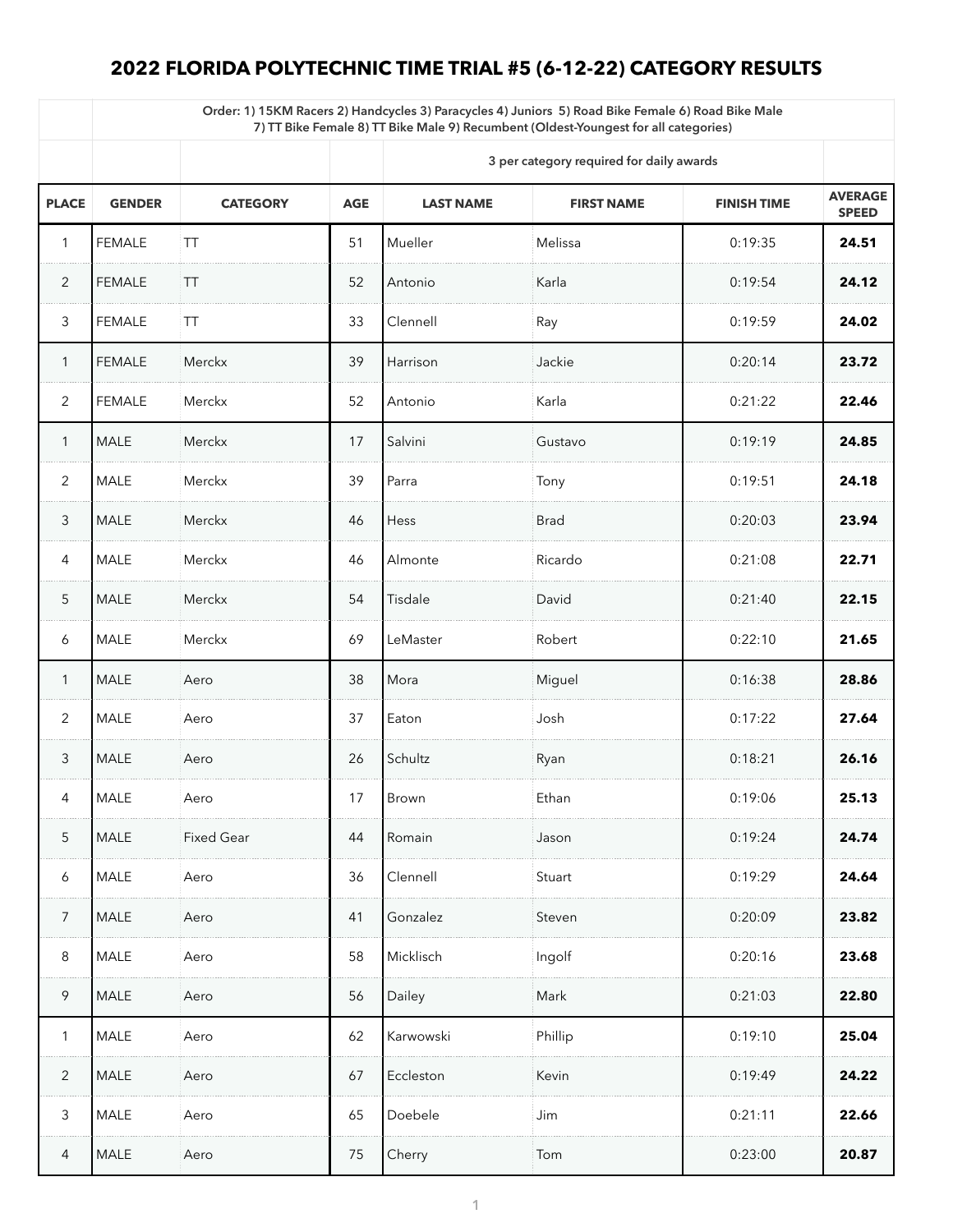# 2022 FLORIDA POLYTECHNIC TIME TRIAL #5 (6-12-22) CATEGORY RESULTS

| | Order: 1) 15KM Racers 2) Handcycles 3) Paracycles 4) Juniors 5) Road Bike Female 6) Road Bike Male 7) TT Bike Female 8) TT Bike Male 9) Recumbent (Oldest-Youngest for all categories) | | | | | | |
|---|---|---|---|---|---|---|---|
| | | | | 3 per category required for daily awards | | | |
| **PLACE** | **GENDER** | **CATEGORY** | **AGE** | **LAST NAME** | **FIRST NAME** | **FINISH TIME** | **AVERAGE SPEED** |
| 1 | FEMALE | TT | 51 | Mueller | Melissa | 0:19:35 | **24.51** |
| 2 | FEMALE | TT | 52 | Antonio | Karla | 0:19:54 | **24.12** |
| 3 | FEMALE | TT | 33 | Clennell | Ray | 0:19:59 | **24.02** |
| 1 | FEMALE | Merckx | 39 | Harrison | Jackie | 0:20:14 | **23.72** |
| 2 | FEMALE | Merckx | 52 | Antonio | Karla | 0:21:22 | **22.46** |
| 1 | MALE | Merckx | 17 | Salvini | Gustavo | 0:19:19 | **24.85** |
| 2 | MALE | Merckx | 39 | Parra | Tony | 0:19:51 | **24.18** |
| 3 | MALE | Merckx | 46 | Hess | Brad | 0:20:03 | **23.94** |
| 4 | MALE | Merckx | 46 | Almonte | Ricardo | 0:21:08 | **22.71** |
| 5 | MALE | Merckx | 54 | Tisdale | David | 0:21:40 | **22.15** |
| 6 | MALE | Merckx | 69 | LeMaster | Robert | 0:22:10 | **21.65** |
| 1 | MALE | Aero | 38 | Mora | Miguel | 0:16:38 | **28.86** |
| 2 | MALE | Aero | 37 | Eaton | Josh | 0:17:22 | **27.64** |
| 3 | MALE | Aero | 26 | Schultz | Ryan | 0:18:21 | **26.16** |
| 4 | MALE | Aero | 17 | Brown | Ethan | 0:19:06 | **25.13** |
| 5 | MALE | Fixed Gear | 44 | Romain | Jason | 0:19:24 | **24.74** |
| 6 | MALE | Aero | 36 | Clennell | Stuart | 0:19:29 | **24.64** |
| 7 | MALE | Aero | 41 | Gonzalez | Steven | 0:20:09 | **23.82** |
| 8 | MALE | Aero | 58 | Micklisch | Ingolf | 0:20:16 | **23.68** |
| 9 | MALE | Aero | 56 | Dailey | Mark | 0:21:03 | **22.80** |
| 1 | MALE | Aero | 62 | Karwowski | Phillip | 0:19:10 | **25.04** |
| 2 | MALE | Aero | 67 | Eccleston | Kevin | 0:19:49 | **24.22** |
| 3 | MALE | Aero | 65 | Doebele | Jim | 0:21:11 | **22.66** |
| 4 | MALE | Aero | 75 | Cherry | Tom | 0:23:00 | **20.87** |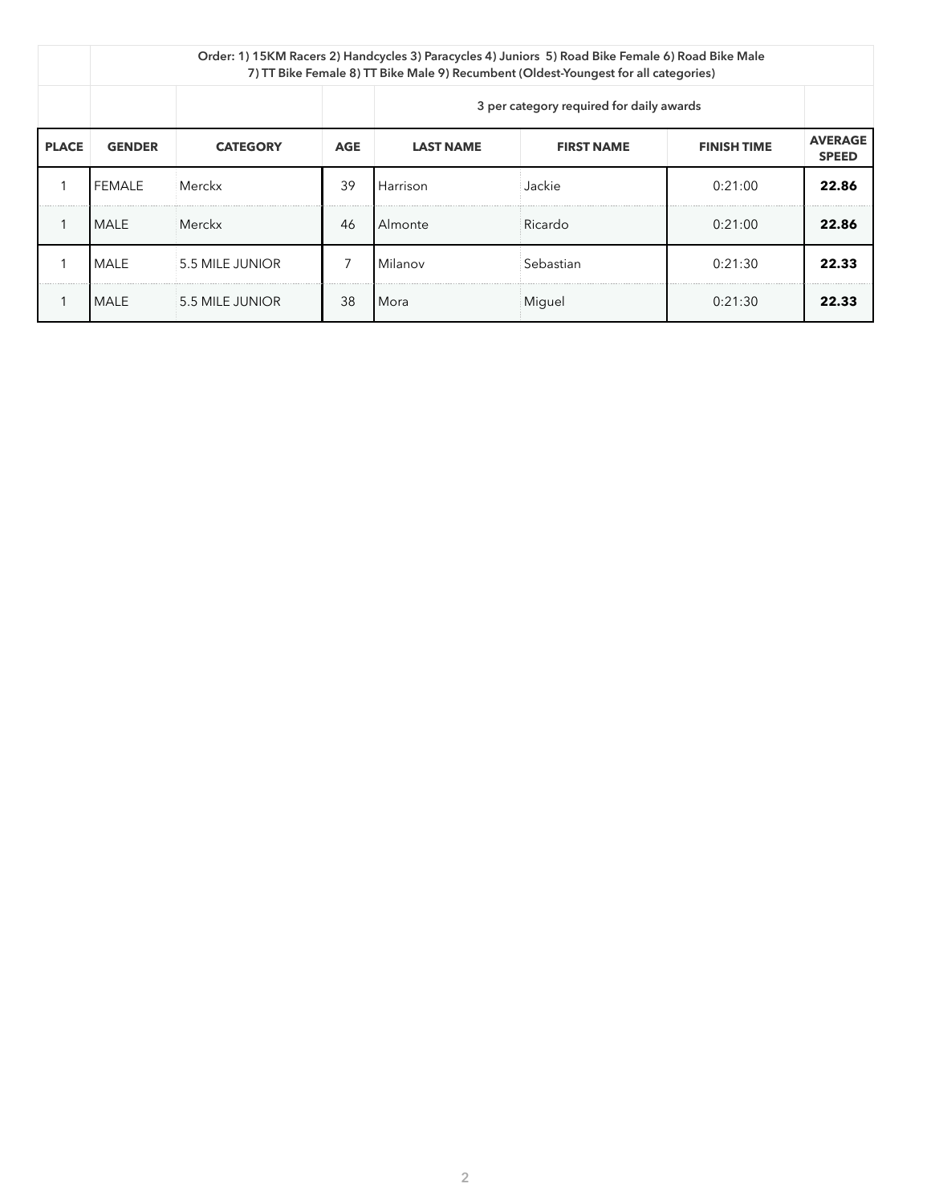| | Order: 1) 15KM Racers 2) Handcycles 3) Paracycles 4) Juniors 5) Road Bike Female 6) Road Bike Male 7) TT Bike Female 8) TT Bike Male 9) Recumbent (Oldest-Youngest for all categories) | | | | | | |
|---|---|---|---|---|---|---|---|
| | | | | 3 per category required for daily awards | | | |
| **PLACE** | **GENDER** | **CATEGORY** | **AGE** | **LAST NAME** | **FIRST NAME** | **FINISH TIME** | **AVERAGE SPEED** |
| 1 | FEMALE | Merckx | 39 | Harrison | Jackie | 0:21:00 | **22.86** |
| 1 | MALE | Merckx | 46 | Almonte | Ricardo | 0:21:00 | **22.86** |
| 1 | MALE | 5.5 MILE JUNIOR | 7 | Milanov | Sebastian | 0:21:30 | **22.33** |
| 1 | MALE | 5.5 MILE JUNIOR | 38 | Mora | Miguel | 0:21:30 | **22.33** |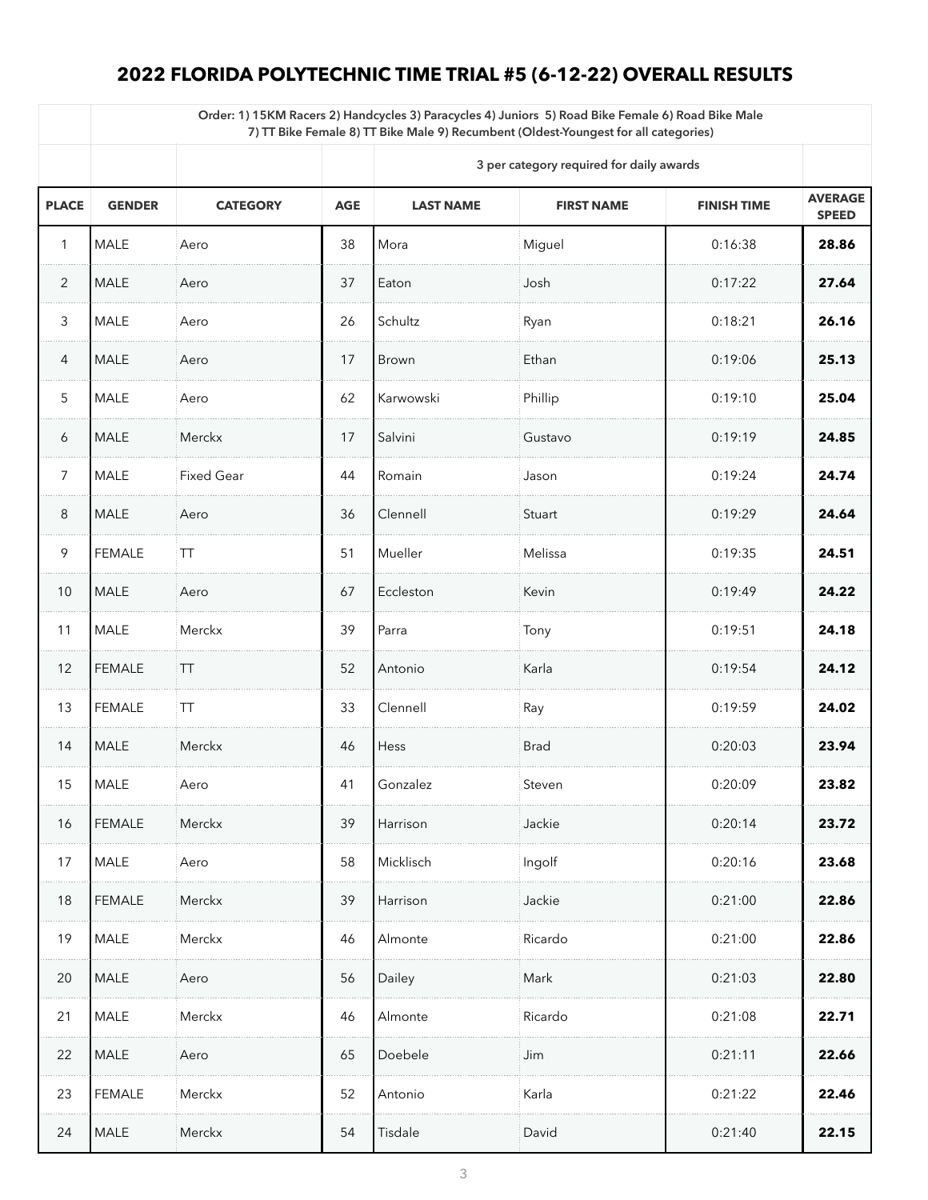## 2022 FLORIDA POLYTECHNIC TIME TRIAL #5 (6-12-22) OVERALL RESULTS

| | Order: 1) 15KM Racers 2) Handcycles 3) Paracycles 4) Juniors 5) Road Bike Female 6) Road Bike Male 7) TT Bike Female 8) TT Bike Male 9) Recumbent (Oldest-Youngest for all categories) | | | | | | |
|---|---|---|---|---|---|---|---|
| | | | | 3 per category required for daily awards | | | |
| **PLACE** | **GENDER** | **CATEGORY** | **AGE** | **LAST NAME** | **FIRST NAME** | **FINISH TIME** | **AVERAGE SPEED** |
| 1 | MALE | Aero | 38 | Mora | Miguel | 0:16:38 | **28.86** |
| 2 | MALE | Aero | 37 | Eaton | Josh | 0:17:22 | **27.64** |
| 3 | MALE | Aero | 26 | Schultz | Ryan | 0:18:21 | **26.16** |
| 4 | MALE | Aero | 17 | Brown | Ethan | 0:19:06 | **25.13** |
| 5 | MALE | Aero | 62 | Karwowski | Phillip | 0:19:10 | **25.04** |
| 6 | MALE | Merckx | 17 | Salvini | Gustavo | 0:19:19 | **24.85** |
| 7 | MALE | Fixed Gear | 44 | Romain | Jason | 0:19:24 | **24.74** |
| 8 | MALE | Aero | 36 | Clennell | Stuart | 0:19:29 | **24.64** |
| 9 | FEMALE | TT | 51 | Mueller | Melissa | 0:19:35 | **24.51** |
| 10 | MALE | Aero | 67 | Eccleston | Kevin | 0:19:49 | **24.22** |
| 11 | MALE | Merckx | 39 | Parra | Tony | 0:19:51 | **24.18** |
| 12 | FEMALE | TT | 52 | Antonio | Karla | 0:19:54 | **24.12** |
| 13 | FEMALE | TT | 33 | Clennell | Ray | 0:19:59 | **24.02** |
| 14 | MALE | Merckx | 46 | Hess | Brad | 0:20:03 | **23.94** |
| 15 | MALE | Aero | 41 | Gonzalez | Steven | 0:20:09 | **23.82** |
| 16 | FEMALE | Merckx | 39 | Harrison | Jackie | 0:20:14 | **23.72** |
| 17 | MALE | Aero | 58 | Micklisch | Ingolf | 0:20:16 | **23.68** |
| 18 | FEMALE | Merckx | 39 | Harrison | Jackie | 0:21:00 | **22.86** |
| 19 | MALE | Merckx | 46 | Almonte | Ricardo | 0:21:00 | **22.86** |
| 20 | MALE | Aero | 56 | Dailey | Mark | 0:21:03 | **22.80** |
| 21 | MALE | Merckx | 46 | Almonte | Ricardo | 0:21:08 | **22.71** |
| 22 | MALE | Aero | 65 | Doebele | Jim | 0:21:11 | **22.66** |
| 23 | FEMALE | Merckx | 52 | Antonio | Karla | 0:21:22 | **22.46** |
| 24 | MALE | Merckx | 54 | Tisdale | David | 0:21:40 | **22.15** |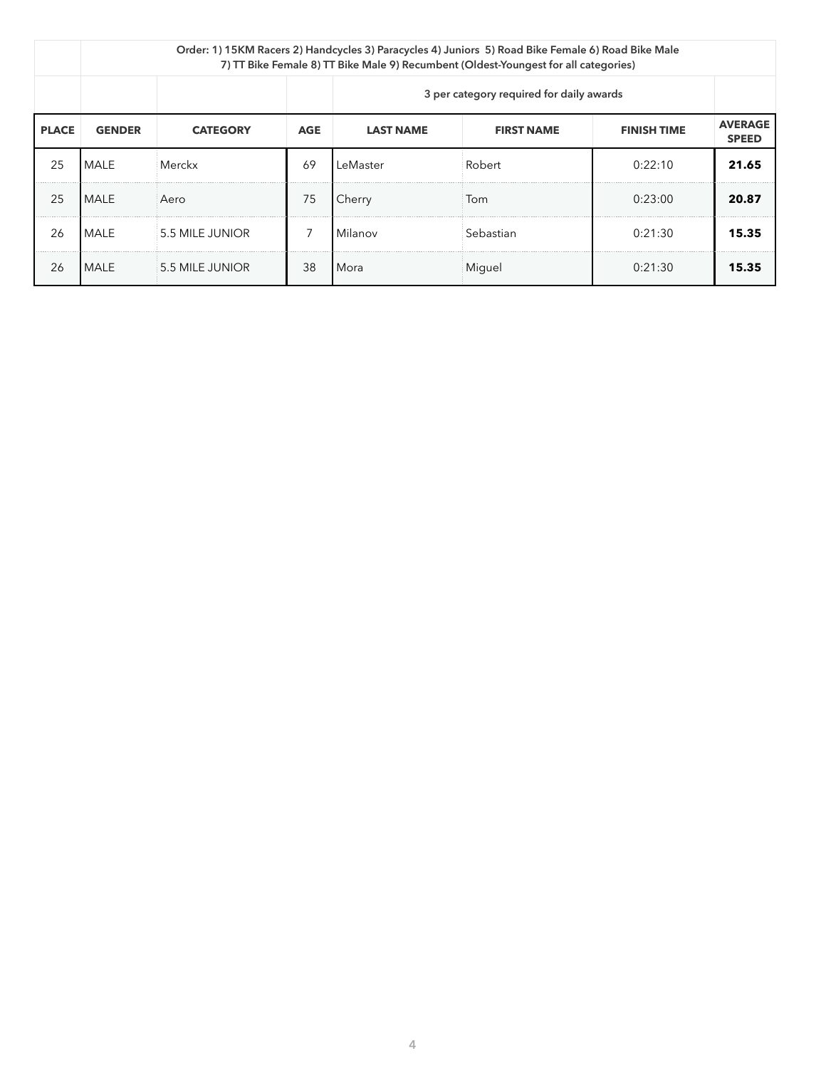| | Order: 1) 15KM Racers 2) Handcycles 3) Paracycles 4) Juniors 5) Road Bike Female 6) Road Bike Male 7) TT Bike Female 8) TT Bike Male 9) Recumbent (Oldest-Youngest for all categories) | | | | | | |
|---|---|---|---|---|---|---|---|
| | | | | 3 per category required for daily awards | | | |
| **PLACE** | **GENDER** | **CATEGORY** | **AGE** | **LAST NAME** | **FIRST NAME** | **FINISH TIME** | **AVERAGE SPEED** |
| 25 | MALE | Merckx | 69 | LeMaster | Robert | 0:22:10 | **21.65** |
| 25 | MALE | Aero | 75 | Cherry | Tom | 0:23:00 | **20.87** |
| 26 | MALE | 5.5 MILE JUNIOR | 7 | Milanov | Sebastian | 0:21:30 | **15.35** |
| 26 | MALE | 5.5 MILE JUNIOR | 38 | Mora | Miguel | 0:21:30 | **15.35** |